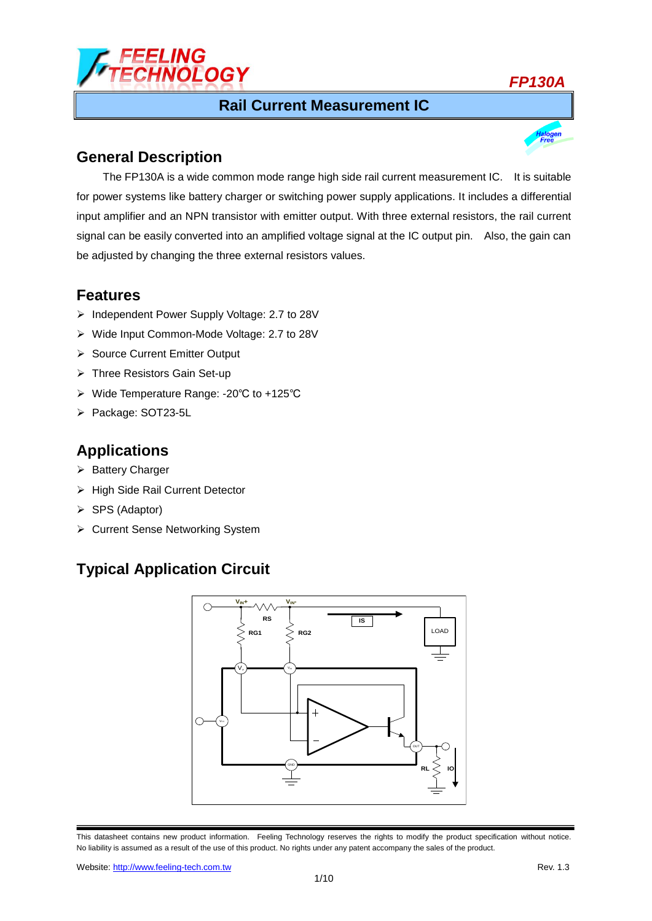# FP130A

## Rail Current Measurement IC

## General Description

The FP130A is a wide common mode range high side rail current measurement IC. It is suitable for power systems like battery charger or switching power supply applications. It includes a differential input amplifier and an NPN transistor with emitter output. With three external resistors, the rail current signal can be easily converted into an amplified voltage signal at the IC output pin. Also, the gain can be adjusted by changing the three external resistors values.

## Features

- Independent Power Supply Voltage: 2.7 to 28V
- Wide Input Common-Mode Voltage: 2.7 to 28V
- Source Current Emitter Output
- Three Resistors Gain Set-up
- Wide Temperature Range: -20℃ to +125℃
- Package: SOT23-5L

## Applications

- Battery Charger
- High Side Rail Current Detector
- SPS (Adaptor)
- Current Sense Networking System

## Typical Application Circuit

This datasheet contains new product information. Feeling Technology reserves the rights to modify the product specification without notice. No liability is assumed as a result of the use of this product. No rights under any patent accompany the sales of the product.

Website: http://www.feeling-tech.com.tw

Rev. 1.3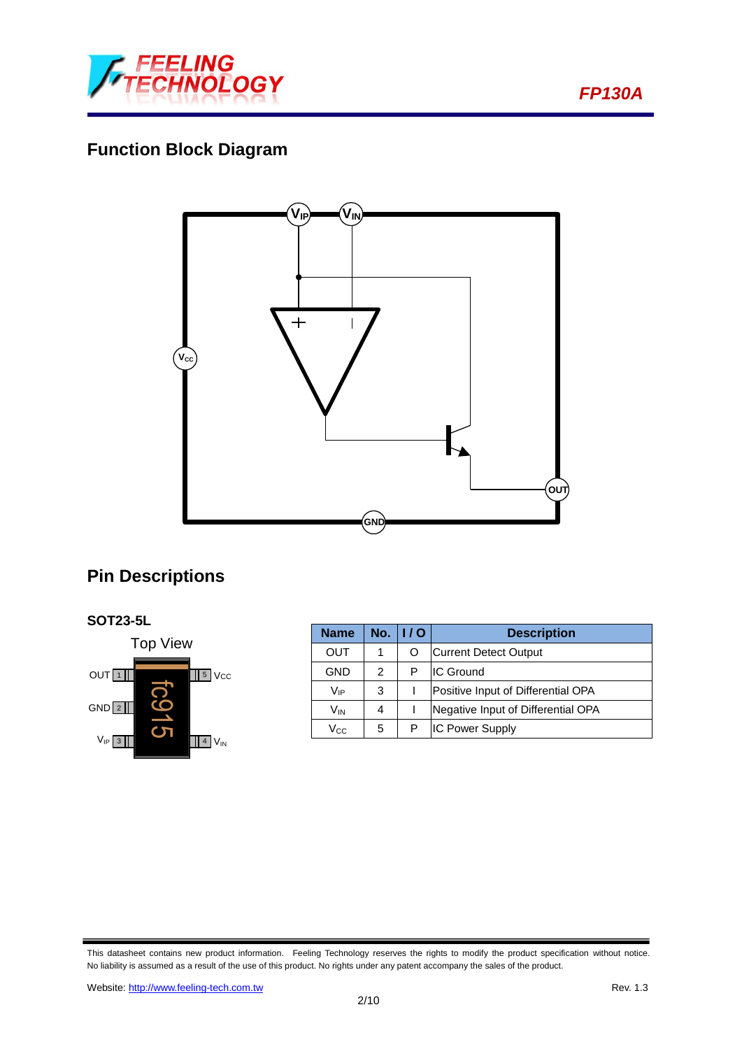## Function Block Diagram

## Pin Descriptions

**SOT23-5L**

| Name | No. | I / O | Description |
|---|---|---|---|
| OUT | 1 | O | Current Detect Output |
| GND | 2 | P | IC Ground |
| $V_{IP}$ | 3 | I | Positive Input of Differential OPA |
| $V_{IN}$ | 4 | I | Negative Input of Differential OPA |
| $V_{CC}$ | 5 | P | IC Power Supply |

This datasheet contains new product information. Feeling Technology reserves the rights to modify the product specification without notice. No liability is assumed as a result of the use of this product. No rights under any patent accompany the sales of the product.

Website: http://www.feeling-tech.com.tw

Rev. 1.3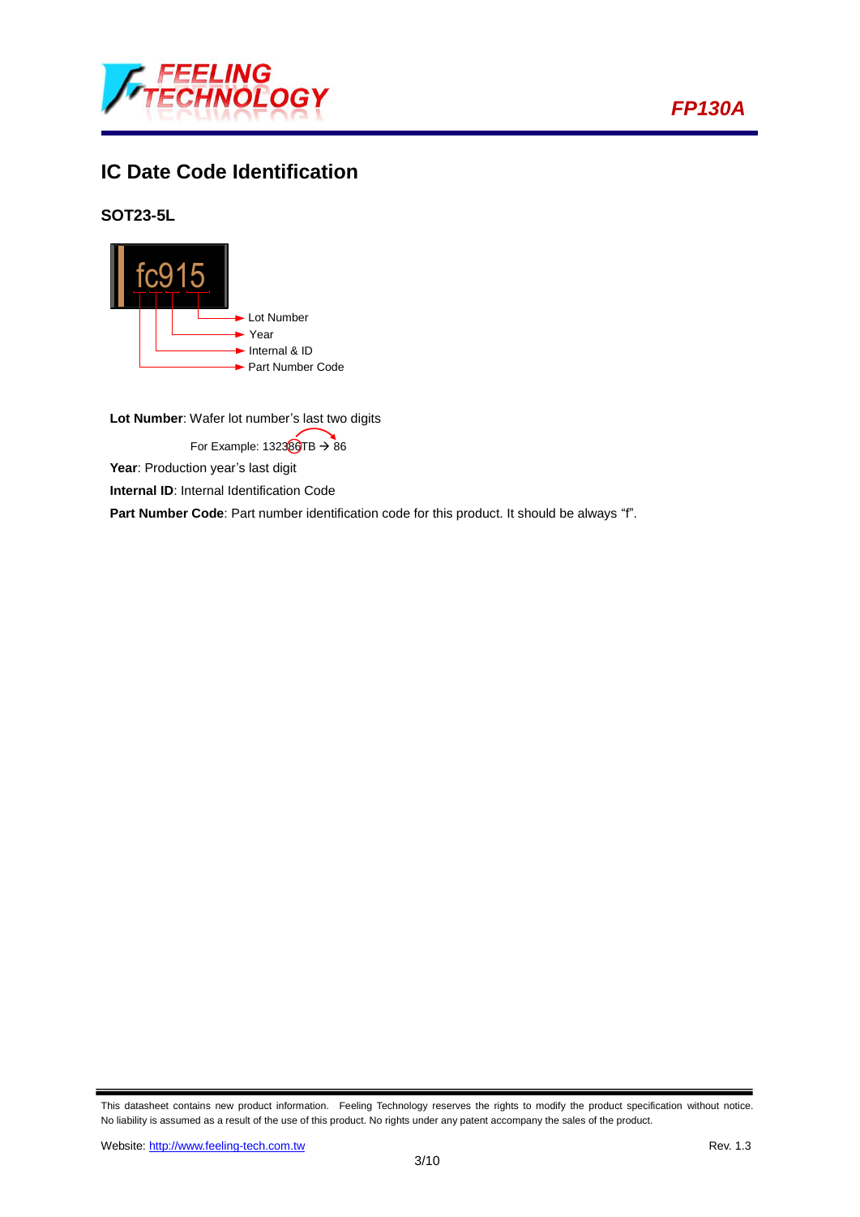## IC Date Code Identification

### SOT23-5L

fc915

- Lot Number
- Year
- Internal & ID
- Part Number Code

**Lot Number**: Wafer lot number's last two digits

For Example: 13238​6TB → 86

**Year**: Production year's last digit

**Internal ID**: Internal Identification Code

**Part Number Code**: Part number identification code for this product. It should be always "f".

This datasheet contains new product information. Feeling Technology reserves the rights to modify the product specification without notice. No liability is assumed as a result of the use of this product. No rights under any patent accompany the sales of the product.

Website: http://www.feeling-tech.com.tw

Rev. 1.3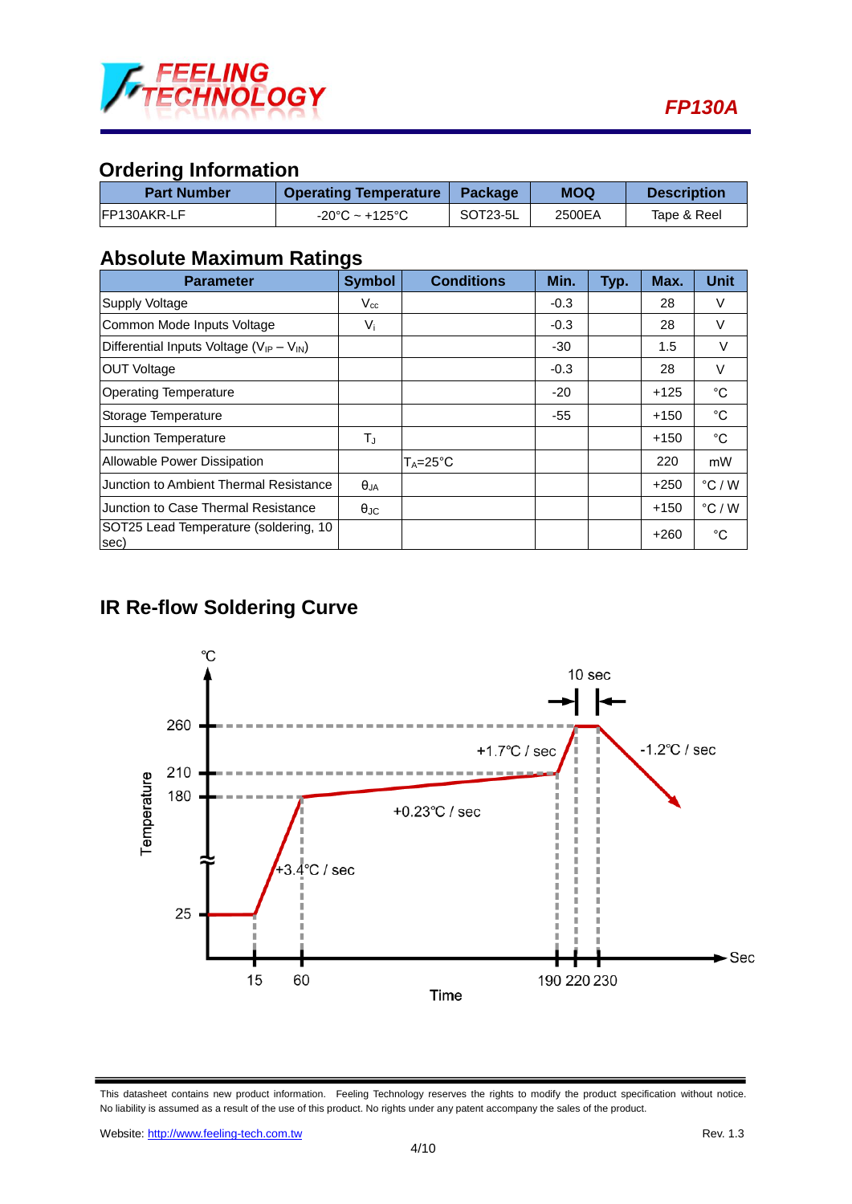## Ordering Information

| Part Number | Operating Temperature | Package | MOQ | Description |
|---|---|---|---|---|
| FP130AKR-LF | -20°C ~ +125°C | SOT23-5L | 2500EA | Tape & Reel |

## Absolute Maximum Ratings

| Parameter | Symbol | Conditions | Min. | Typ. | Max. | Unit |
|---|---|---|---|---|---|---|
| Supply Voltage | $V_{cc}$ | | -0.3 | | 28 | V |
| Common Mode Inputs Voltage | $V_i$ | | -0.3 | | 28 | V |
| Differential Inputs Voltage ($V_{IP} - V_{IN}$) | | | -30 | | 1.5 | V |
| OUT Voltage | | | -0.3 | | 28 | V |
| Operating Temperature | | | -20 | | +125 | °C |
| Storage Temperature | | | -55 | | +150 | °C |
| Junction Temperature | $T_J$ | | | | +150 | °C |
| Allowable Power Dissipation | | $T_A$=25°C | | | 220 | mW |
| Junction to Ambient Thermal Resistance | $\theta_{JA}$ | | | | +250 | °C / W |
| Junction to Case Thermal Resistance | $\theta_{JC}$ | | | | +150 | °C / W |
| SOT25 Lead Temperature (soldering, 10 sec) | | | | | +260 | °C |

## IR Re-flow Soldering Curve

°C

10 sec

260, 210, 180, 25 — Temperature

+1.7°C / sec

-1.2°C / sec

+0.23°C / sec

+3.4°C / sec

15, 60, 190, 220, 230 — Sec

Time

This datasheet contains new product information. Feeling Technology reserves the rights to modify the product specification without notice. No liability is assumed as a result of the use of this product. No rights under any patent accompany the sales of the product.

Website: http://www.feeling-tech.com.tw

Rev. 1.3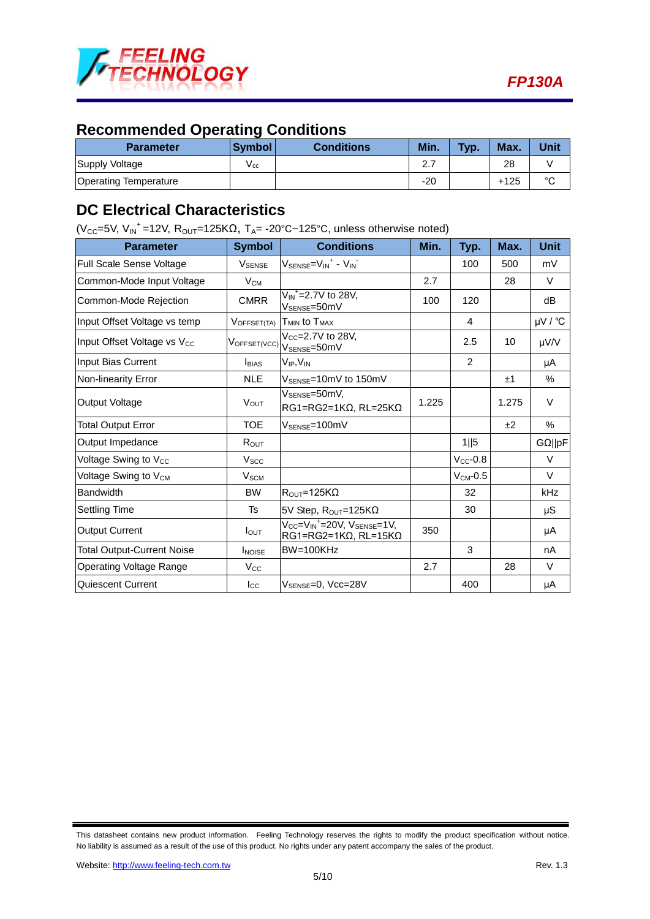## Recommended Operating Conditions

| Parameter | Symbol | Conditions | Min. | Typ. | Max. | Unit |
|---|---|---|---|---|---|---|
| Supply Voltage | $V_{cc}$ | | 2.7 | | 28 | V |
| Operating Temperature | | | -20 | | +125 | °C |

## DC Electrical Characteristics

($V_{CC}$=5V, $V_{IN}^{+}$=12V, $R_{OUT}$=125KΩ, $T_A$= -20°C~125°C, unless otherwise noted)

| Parameter | Symbol | Conditions | Min. | Typ. | Max. | Unit |
|---|---|---|---|---|---|---|
| Full Scale Sense Voltage | $V_{SENSE}$ | $V_{SENSE}=V_{IN}^{+} - V_{IN}^{-}$ | | 100 | 500 | mV |
| Common-Mode Input Voltage | $V_{CM}$ | | 2.7 | | 28 | V |
| Common-Mode Rejection | CMRR | $V_{IN}^{+}$=2.7V to 28V, $V_{SENSE}$=50mV | 100 | 120 | | dB |
| Input Offset Voltage vs temp | $V_{OFFSET(TA)}$ | $T_{MIN}$ to $T_{MAX}$ | | 4 | | μV / ℃ |
| Input Offset Voltage vs $V_{CC}$ | $V_{OFFSET(VCC)}$ | $V_{CC}$=2.7V to 28V, $V_{SENSE}$=50mV | | 2.5 | 10 | μV/V |
| Input Bias Current | $I_{BIAS}$ | $V_{IP}$,$V_{IN}$ | | 2 | | μA |
| Non-linearity Error | NLE | $V_{SENSE}$=10mV to 150mV | | | ±1 | % |
| Output Voltage | $V_{OUT}$ | $V_{SENSE}$=50mV, RG1=RG2=1KΩ, RL=25KΩ | 1.225 | | 1.275 | V |
| Total Output Error | TOE | $V_{SENSE}$=100mV | | | ±2 | % |
| Output Impedance | $R_{OUT}$ | | | 1‖5 | | GΩ‖pF |
| Voltage Swing to $V_{CC}$ | $V_{SCC}$ | | | $V_{CC}$-0.8 | | V |
| Voltage Swing to $V_{CM}$ | $V_{SCM}$ | | | $V_{CM}$-0.5 | | V |
| Bandwidth | BW | $R_{OUT}$=125KΩ | | 32 | | kHz |
| Settling Time | Ts | 5V Step, $R_{OUT}$=125KΩ | | 30 | | μS |
| Output Current | $I_{OUT}$ | $V_{CC}=V_{IN}^{+}$=20V, $V_{SENSE}$=1V, RG1=RG2=1KΩ, RL=15KΩ | 350 | | | μA |
| Total Output-Current Noise | $I_{NOISE}$ | BW=100KHz | | 3 | | nA |
| Operating Voltage Range | $V_{CC}$ | | 2.7 | | 28 | V |
| Quiescent Current | $I_{CC}$ | $V_{SENSE}$=0, Vcc=28V | | 400 | | μA |

This datasheet contains new product information. Feeling Technology reserves the rights to modify the product specification without notice. No liability is assumed as a result of the use of this product. No rights under any patent accompany the sales of the product.

Website: http://www.feeling-tech.com.tw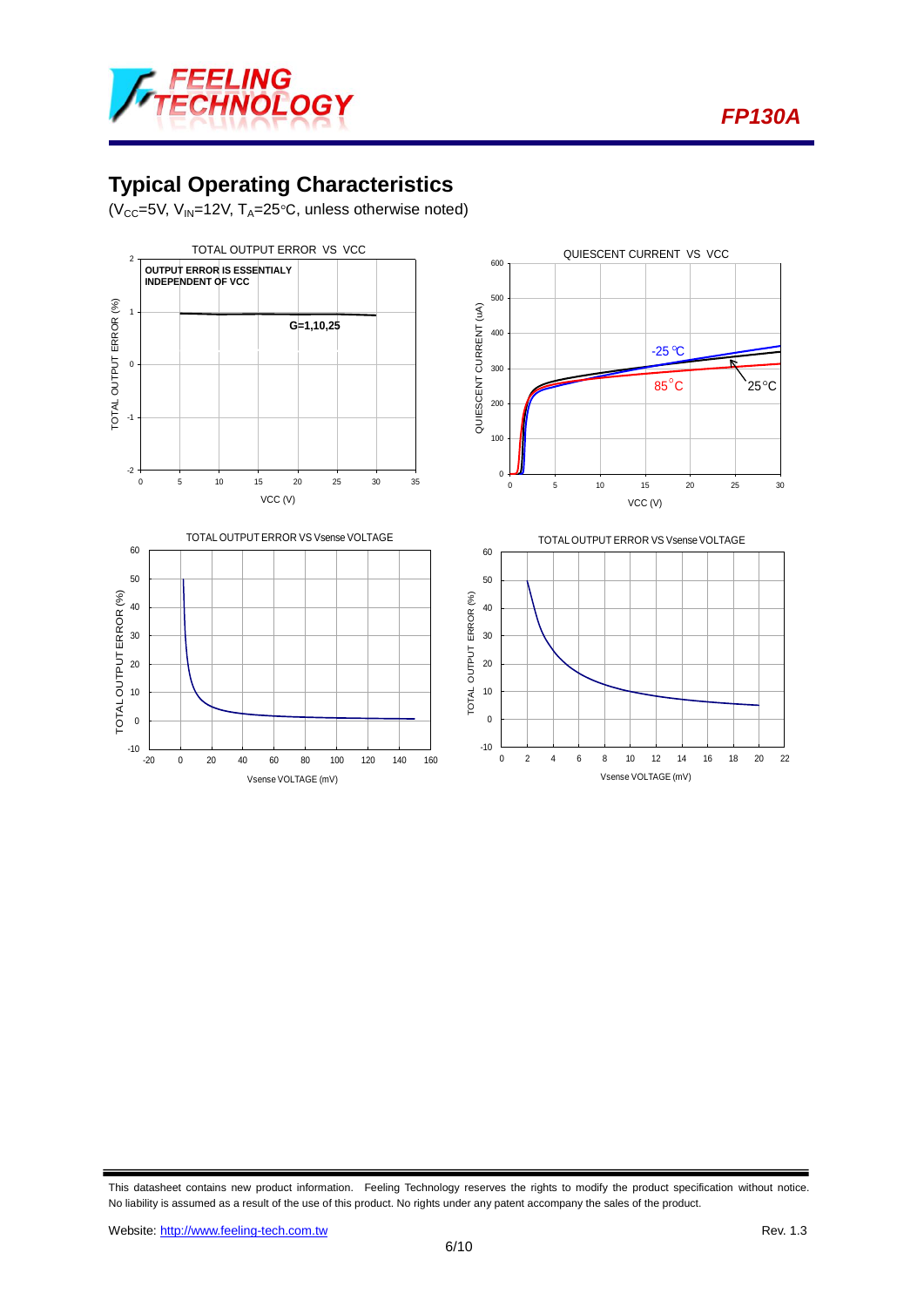## Typical Operating Characteristics

($V_{CC}$=5V, $V_{IN}$=12V, $T_A$=25°C, unless otherwise noted)

TOTAL OUTPUT ERROR VS VCC

OUTPUT ERROR IS ESSENTIALY INDEPENDENT OF VCC

G=1,10,25

QUIESCENT CURRENT VS VCC

-25 ℃

85°C

25°C

TOTAL OUTPUT ERROR VS Vsense VOLTAGE

TOTAL OUTPUT ERROR VS Vsense VOLTAGE

This datasheet contains new product information. Feeling Technology reserves the rights to modify the product specification without notice. No liability is assumed as a result of the use of this product. No rights under any patent accompany the sales of the product.

Website: http://www.feeling-tech.com.tw Rev. 1.3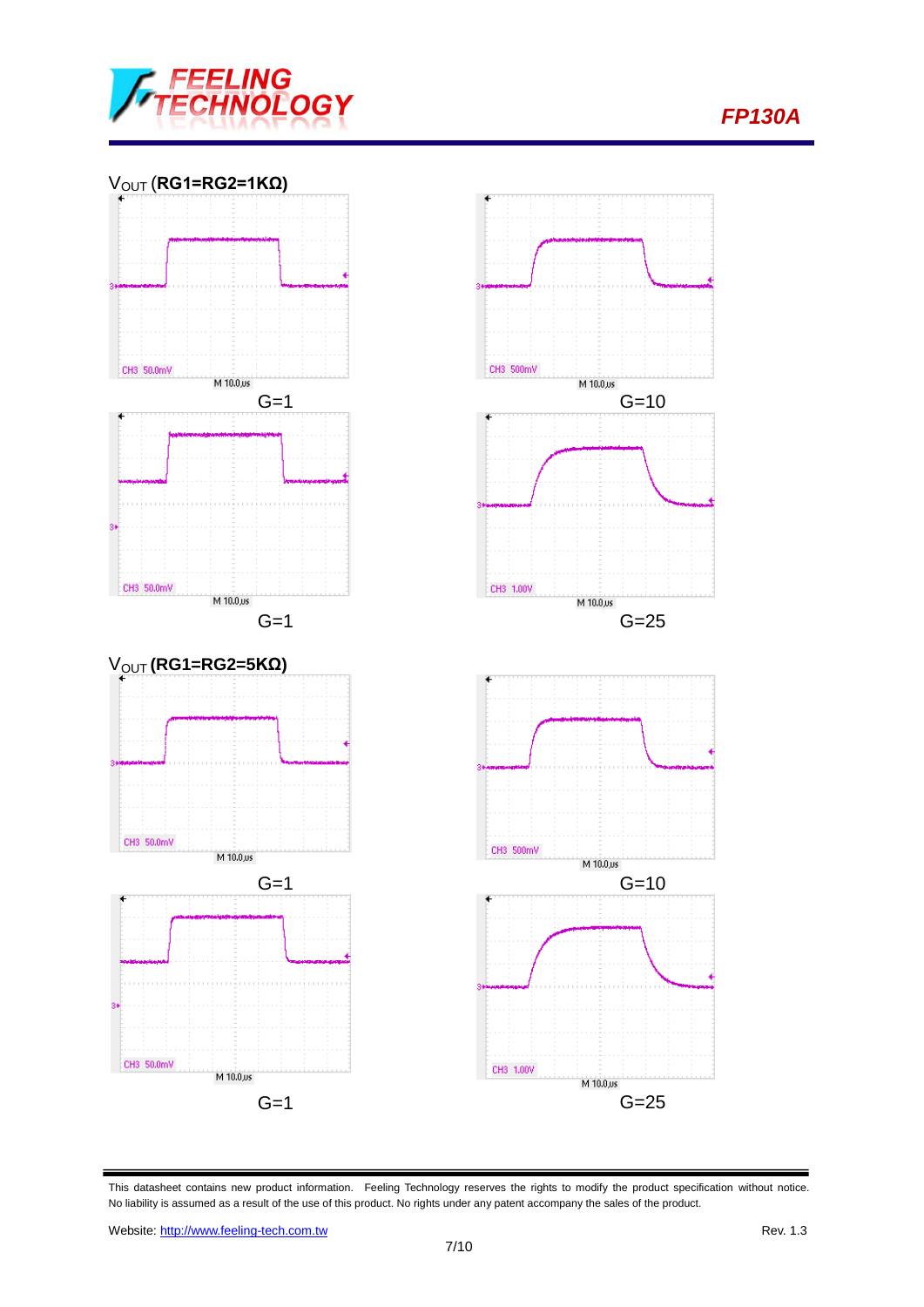## $V_{OUT}$ (RG1=RG2=1KΩ)

CH3 50.0mV M 10.0μs

G=1

CH3 500mV M 10.0μs

G=10

CH3 50.0mV M 10.0μs

G=1

CH3 1.00V M 10.0μs

G=25

## $V_{OUT}$ (RG1=RG2=5KΩ)

CH3 50.0mV M 10.0μs

G=1

CH3 500mV M 10.0μs

G=10

CH3 50.0mV M 10.0μs

G=1

CH3 1.00V M 10.0μs

G=25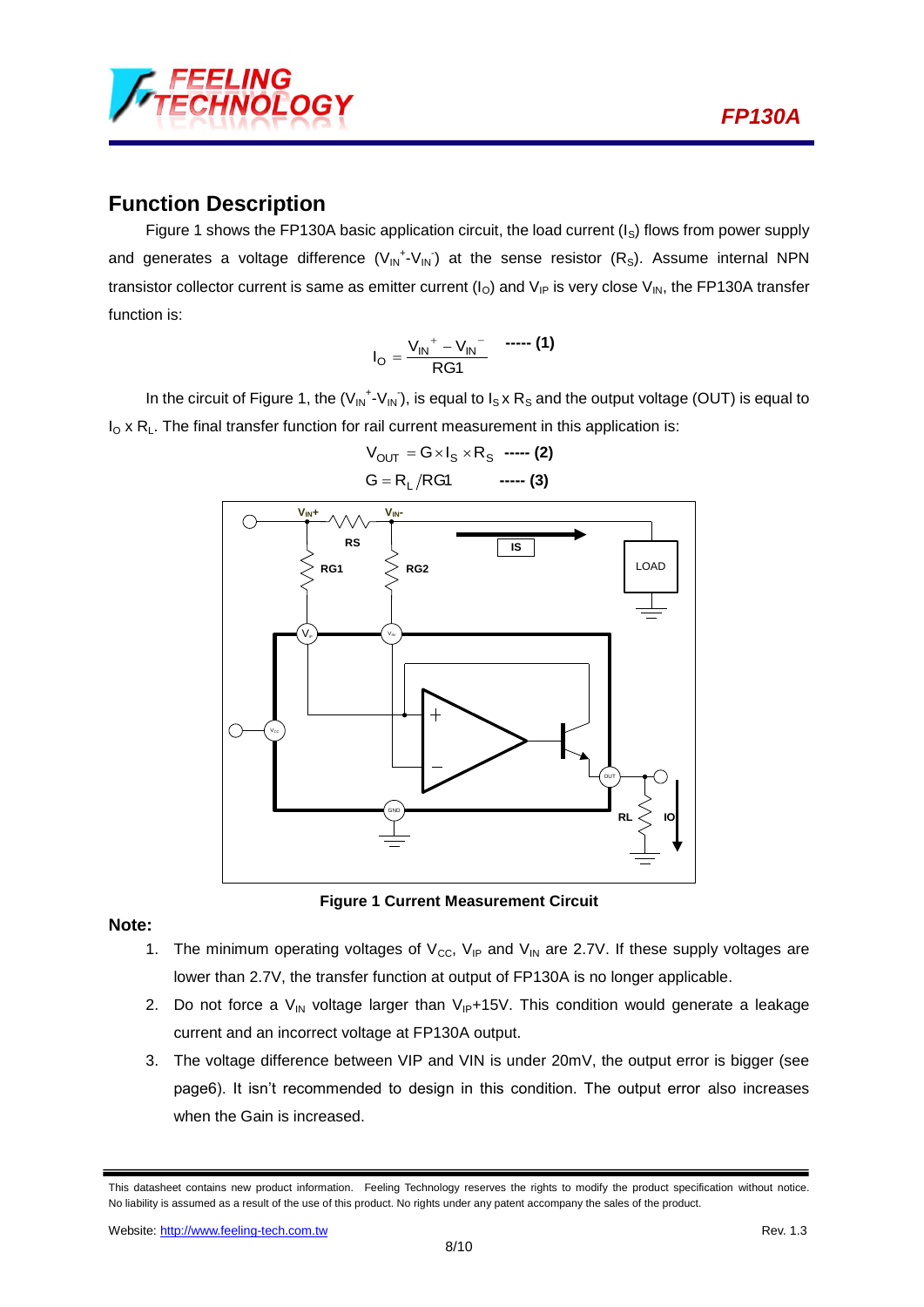## Function Description

Figure 1 shows the FP130A basic application circuit, the load current ($I_S$) flows from power supply and generates a voltage difference ($V_{IN}^{+}$-$V_{IN}^{-}$) at the sense resistor ($R_S$). Assume internal NPN transistor collector current is same as emitter current ($I_O$) and $V_{IP}$ is very close $V_{IN}$, the FP130A transfer function is:

$$I_O = \frac{V_{IN}^{+} - V_{IN}^{-}}{RG1} \quad \text{----- (1)}$$

In the circuit of Figure 1, the ($V_{IN}^{+}$-$V_{IN}^{-}$), is equal to $I_S$ x $R_S$ and the output voltage (OUT) is equal to $I_O$ x $R_L$. The final transfer function for rail current measurement in this application is:

$$V_{OUT} = G \times I_S \times R_S \quad \text{----- (2)}$$

$$G = R_L / RG1 \quad \text{----- (3)}$$

**Figure 1 Current Measurement Circuit**

**Note:**

1. The minimum operating voltages of $V_{CC}$, $V_{IP}$ and $V_{IN}$ are 2.7V. If these supply voltages are lower than 2.7V, the transfer function at output of FP130A is no longer applicable.
2. Do not force a $V_{IN}$ voltage larger than $V_{IP}$+15V. This condition would generate a leakage current and an incorrect voltage at FP130A output.
3. The voltage difference between VIP and VIN is under 20mV, the output error is bigger (see page6). It isn't recommended to design in this condition. The output error also increases when the Gain is increased.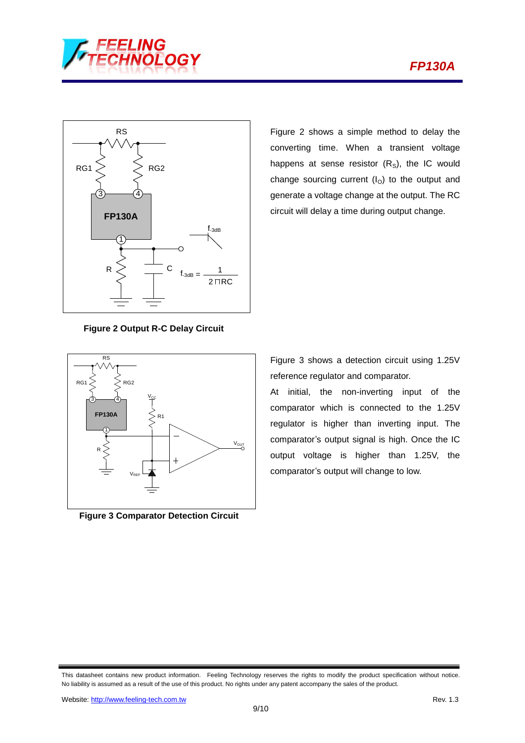Figure 2 shows a simple method to delay the converting time. When a transient voltage happens at sense resistor ($R_S$), the IC would change sourcing current ($I_O$) to the output and generate a voltage change at the output. The RC circuit will delay a time during output change.

$$f_{-3dB} = \frac{1}{2\pi RC}$$

**Figure 2 Output R-C Delay Circuit**

Figure 3 shows a detection circuit using 1.25V reference regulator and comparator.

At initial, the non-inverting input of the comparator which is connected to the 1.25V regulator is higher than inverting input. The comparator's output signal is high. Once the IC output voltage is higher than 1.25V, the comparator's output will change to low.

**Figure 3 Comparator Detection Circuit**

This datasheet contains new product information. Feeling Technology reserves the rights to modify the product specification without notice. No liability is assumed as a result of the use of this product. No rights under any patent accompany the sales of the product.

Website: http://www.feeling-tech.com.tw

Rev. 1.3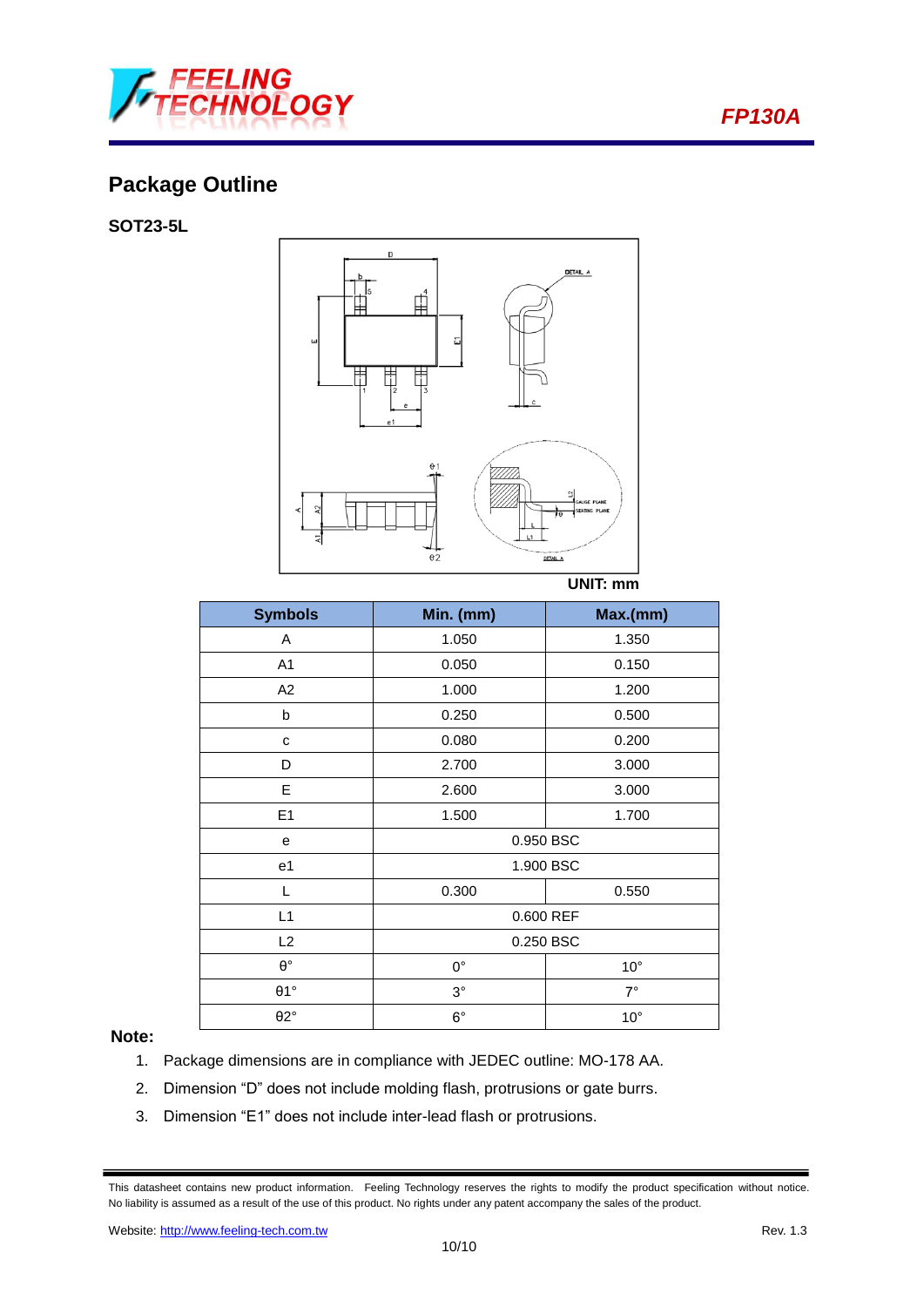## Package Outline

**SOT23-5L**

UNIT: mm

| Symbols | Min. (mm) | Max.(mm) |
|---|---|---|
| A | 1.050 | 1.350 |
| A1 | 0.050 | 0.150 |
| A2 | 1.000 | 1.200 |
| b | 0.250 | 0.500 |
| c | 0.080 | 0.200 |
| D | 2.700 | 3.000 |
| E | 2.600 | 3.000 |
| E1 | 1.500 | 1.700 |
| e | 0.950 BSC | |
| e1 | 1.900 BSC | |
| L | 0.300 | 0.550 |
| L1 | 0.600 REF | |
| L2 | 0.250 BSC | |
| θ° | 0° | 10° |
| θ1° | 3° | 7° |
| θ2° | 6° | 10° |

**Note:**

1. Package dimensions are in compliance with JEDEC outline: MO-178 AA.
2. Dimension "D" does not include molding flash, protrusions or gate burrs.
3. Dimension "E1" does not include inter-lead flash or protrusions.

This datasheet contains new product information. Feeling Technology reserves the rights to modify the product specification without notice. No liability is assumed as a result of the use of this product. No rights under any patent accompany the sales of the product.

Website: http://www.feeling-tech.com.tw

Rev. 1.3